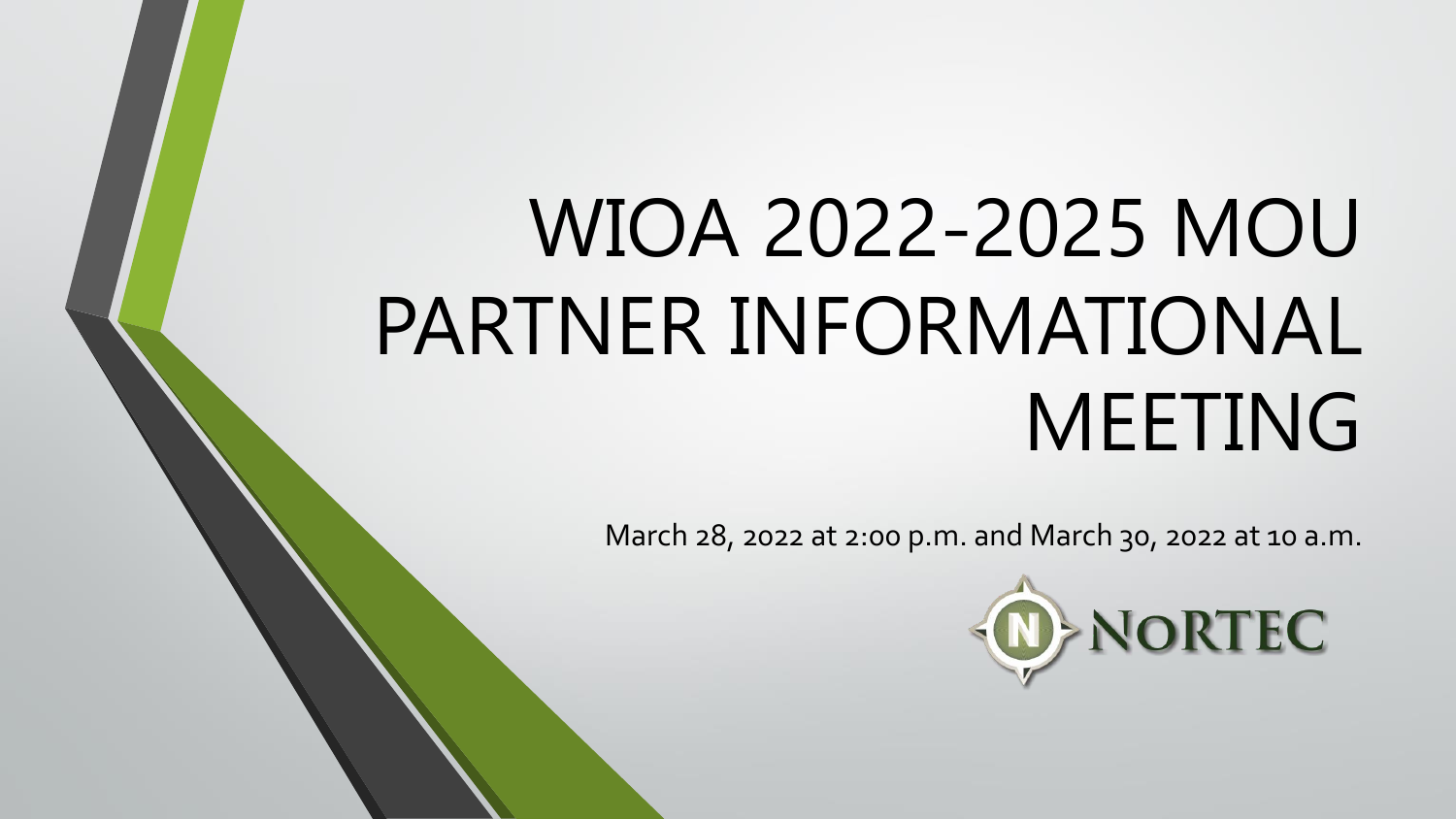# WIOA 2022-2025 MOU PARTNER INFORMATIONAL MEETING

March 28, 2022 at 2:00 p.m. and March 30, 2022 at 10 a.m.

NoRTEC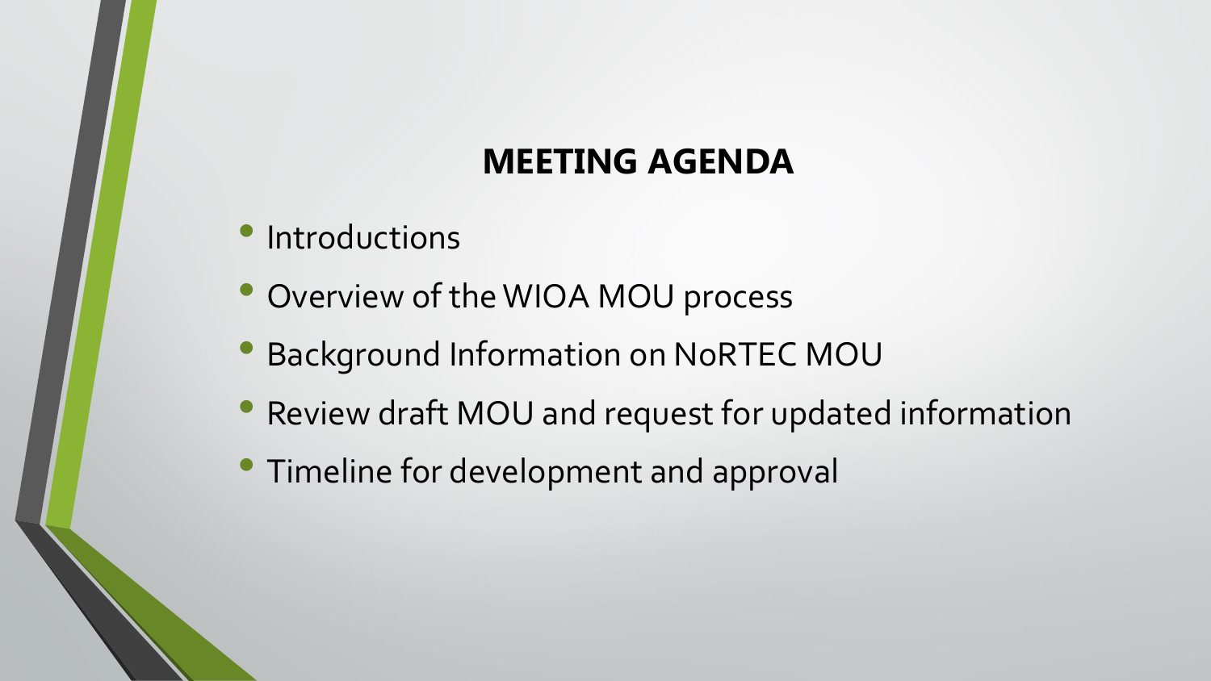## MEETING AGENDA

- Introductions
- Overview of the WIOA MOU process
- Background Information on NoRTEC MOU
- Review draft MOU and request for updated information
- Timeline for development and approval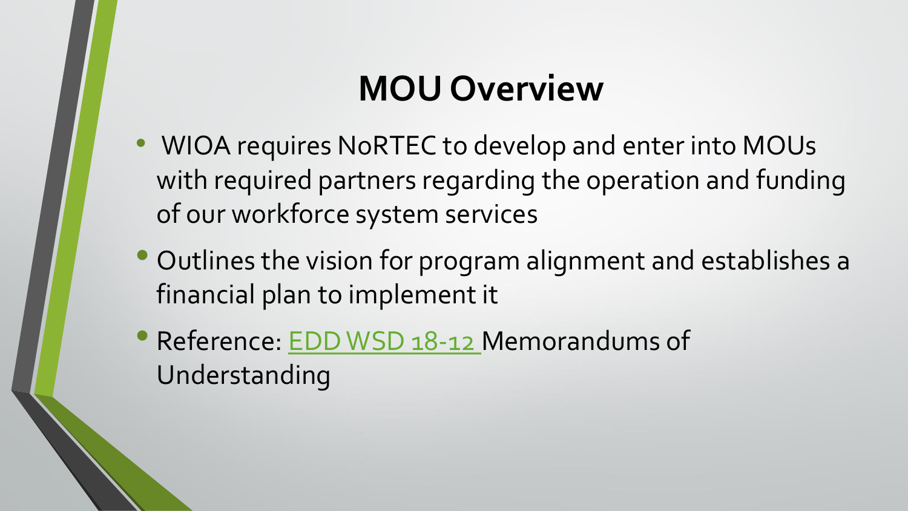# MOU Overview

- WIOA requires NoRTEC to develop and enter into MOUs with required partners regarding the operation and funding of our workforce system services
- Outlines the vision for program alignment and establishes a financial plan to implement it
- Reference: EDD WSD 18-12 Memorandums of Understanding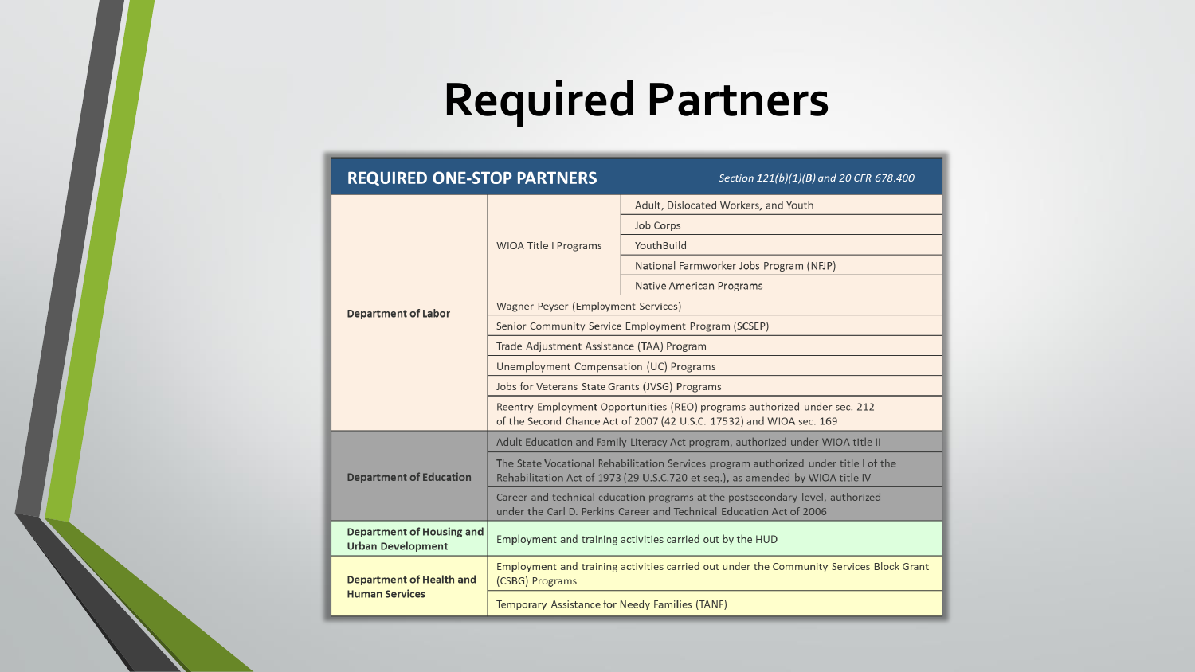# Required Partners

| REQUIRED ONE-STOP PARTNERS | | *Section 121(b)(1)(B) and 20 CFR 678.400* |
|---|---|---|
| **Department of Labor** | WIOA Title I Programs | Adult, Dislocated Workers, and Youth |
| | | Job Corps |
| | | YouthBuild |
| | | National Farmworker Jobs Program (NFJP) |
| | | Native American Programs |
| | Wagner-Peyser (Employment Services) | |
| | Senior Community Service Employment Program (SCSEP) | |
| | Trade Adjustment Assistance (TAA) Program | |
| | Unemployment Compensation (UC) Programs | |
| | Jobs for Veterans State Grants (JVSG) Programs | |
| | Reentry Employment Opportunities (REO) programs authorized under sec. 212 of the Second Chance Act of 2007 (42 U.S.C. 17532) and WIOA sec. 169 | |
| **Department of Education** | Adult Education and Family Literacy Act program, authorized under WIOA title II | |
| | The State Vocational Rehabilitation Services program authorized under title I of the Rehabilitation Act of 1973 (29 U.S.C.720 et seq.), as amended by WIOA title IV | |
| | Career and technical education programs at the postsecondary level, authorized under the Carl D. Perkins Career and Technical Education Act of 2006 | |
| **Department of Housing and Urban Development** | Employment and training activities carried out by the HUD | |
| **Department of Health and Human Services** | Employment and training activities carried out under the Community Services Block Grant (CSBG) Programs | |
| | Temporary Assistance for Needy Families (TANF) | |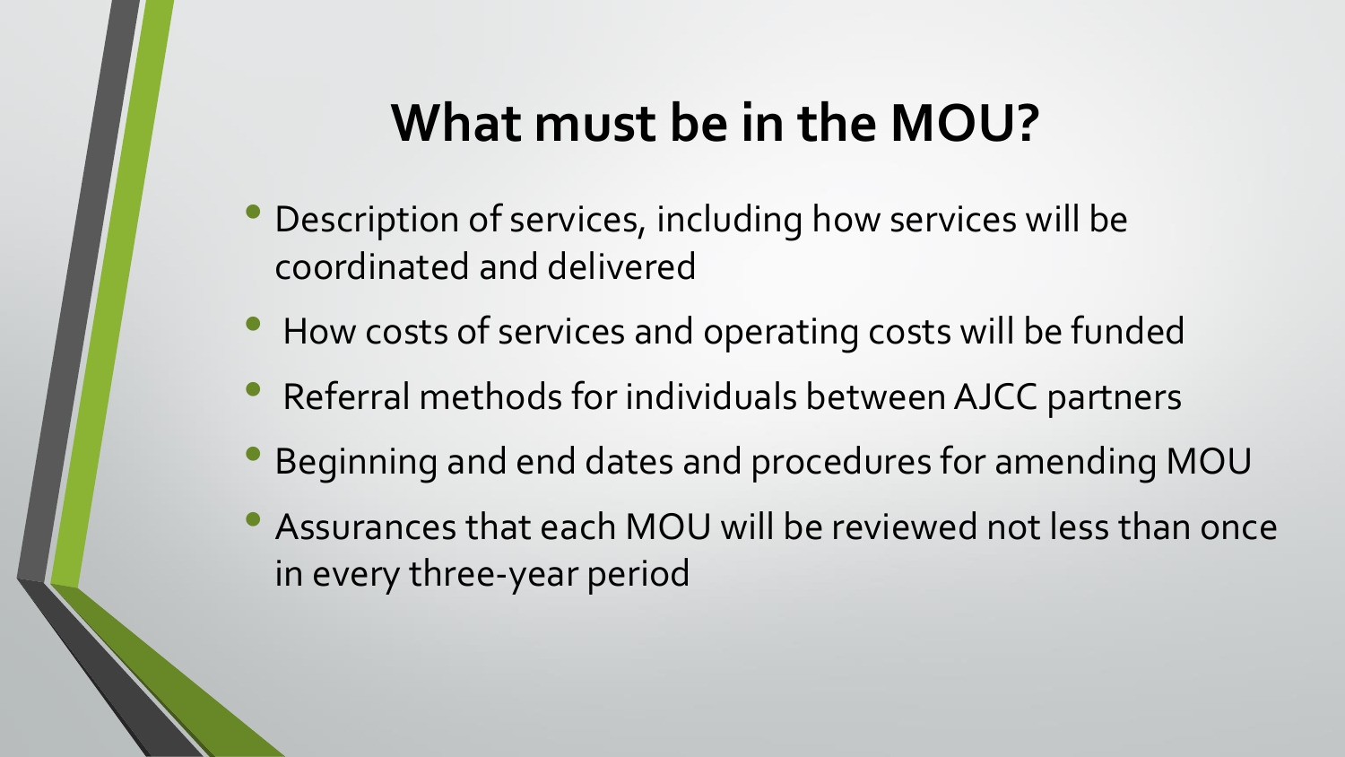# What must be in the MOU?

- Description of services, including how services will be coordinated and delivered
- How costs of services and operating costs will be funded
- Referral methods for individuals between AJCC partners
- Beginning and end dates and procedures for amending MOU
- Assurances that each MOU will be reviewed not less than once in every three-year period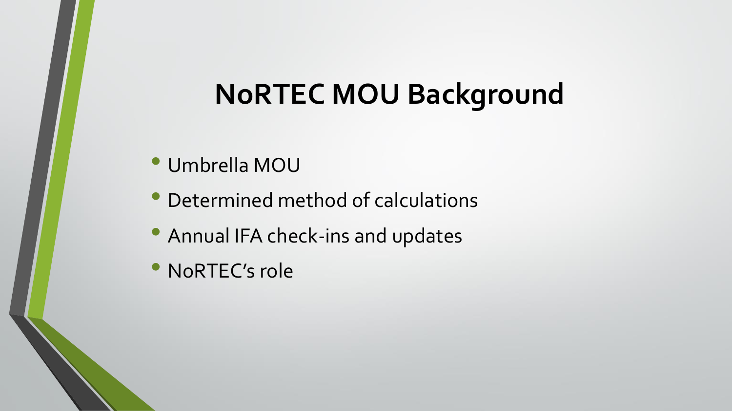# NoRTEC MOU Background

- Umbrella MOU
- Determined method of calculations
- Annual IFA check-ins and updates
- NoRTEC's role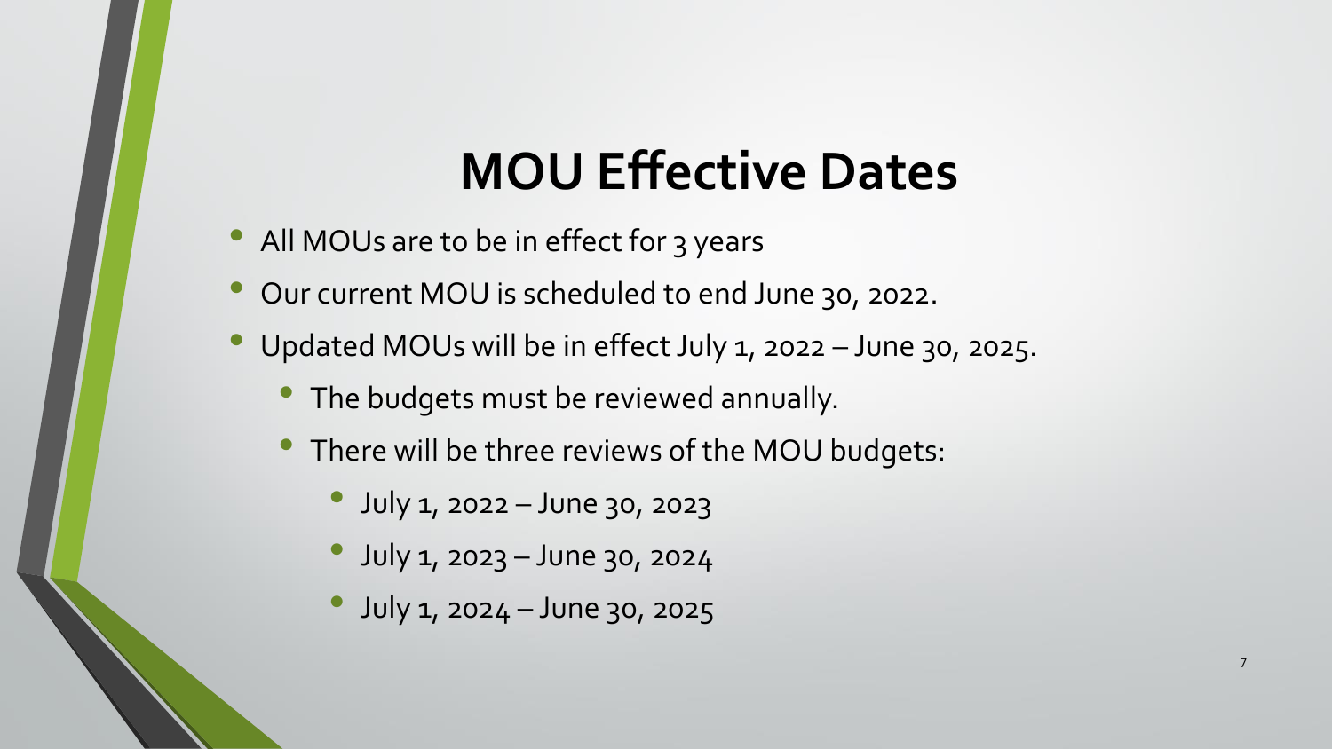# MOU Effective Dates

- All MOUs are to be in effect for 3 years
- Our current MOU is scheduled to end June 30, 2022.
- Updated MOUs will be in effect July 1, 2022 – June 30, 2025.
  - The budgets must be reviewed annually.
  - There will be three reviews of the MOU budgets:
    - July 1, 2022 – June 30, 2023
    - July 1, 2023 – June 30, 2024
    - July 1, 2024 – June 30, 2025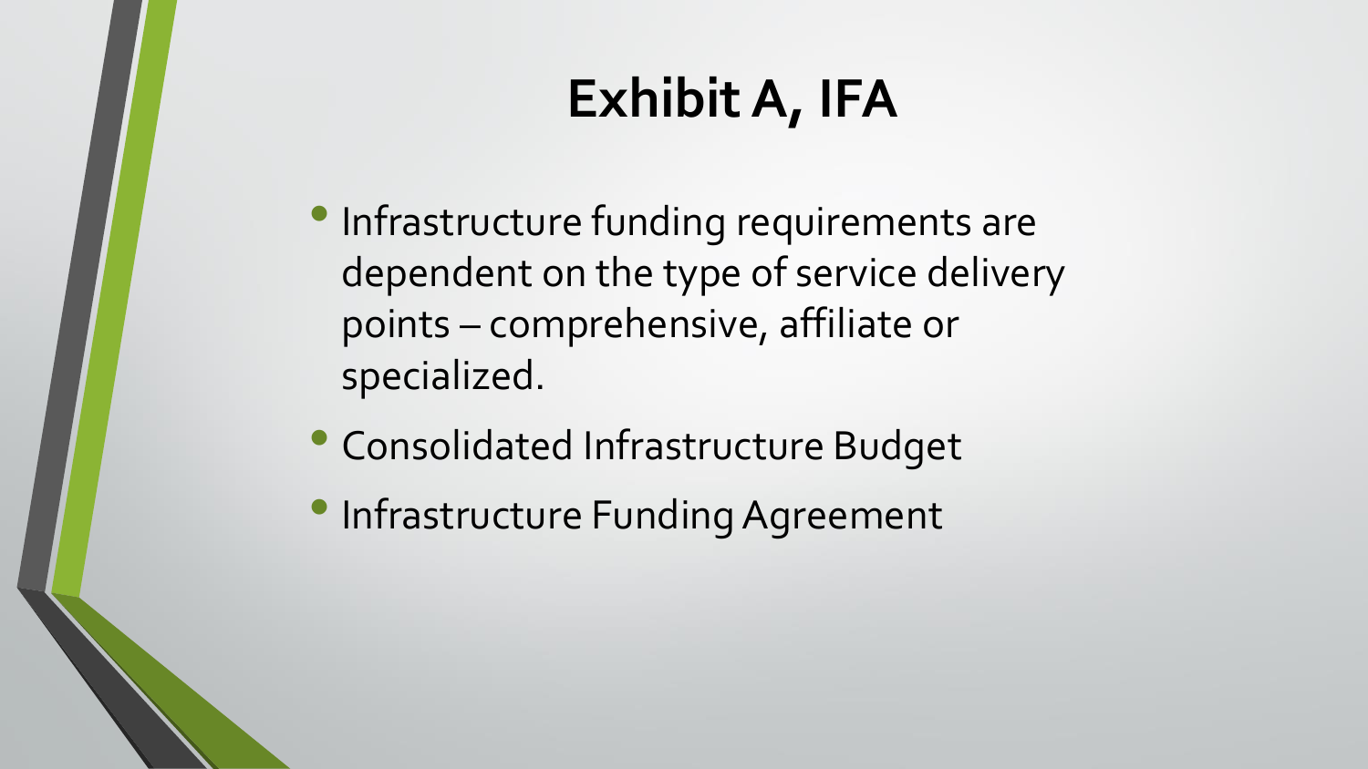# Exhibit A, IFA

- Infrastructure funding requirements are dependent on the type of service delivery points – comprehensive, affiliate or specialized.
- Consolidated Infrastructure Budget
- Infrastructure Funding Agreement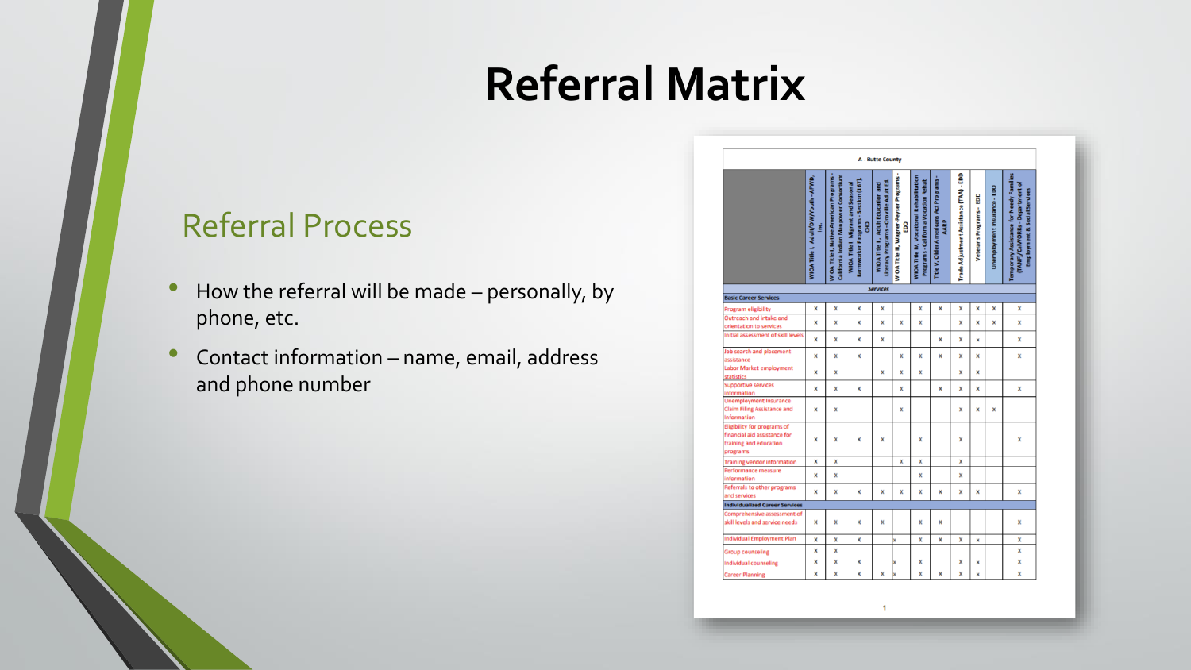# Referral Matrix

## Referral Process

- How the referral will be made – personally, by phone, etc.
- Contact information – name, email, address and phone number

**A - Butte County**

| | WIOA Title I, Adult/DW/Youth - AFWD, Inc. | WIOA Title I, Native American Programs - California Indian Manpower Consortium | WIOA Title I, Migrant and Seasonal Farmworker Programs - Section (167), CHD | WIOA Title II, Adult Education and Literacy Programs - Oroville Adult Ed. | WIOA Title III, Wagner-Peyser Programs - EDD | WIOA Title IV, Vocational Rehabilitation Programs - California Vocation Rehab | Title V, Older Americans Act Programs - AARP | Trade Adjustment Assistance (TAA) - EDD | Veterans Programs - EDD | Unemployment Insurance - EDD | Temporary Assistance for Needy Families (TANF)/CalWORKs - Department of Employment & Social Services |
|---|---|---|---|---|---|---|---|---|---|---|---|
| **Services** | | | | | | | | | | | |
| **Basic Career Services** | | | | | | | | | | | |
| Program eligibility | x | x | x | x | | x | x | x | x | x | x |
| Outreach and intake and orientation to services | x | x | x | x | x | x | | x | x | x | x |
| Initial assessment of skill levels | x | x | x | x | | | x | x | x | | x |
| Job search and placement assistance | x | x | x | | x | x | x | x | x | | x |
| Labor Market employment statistics | x | x | | x | x | x | | x | x | | |
| Supportive services information | x | x | x | | x | | x | x | x | | x |
| Unemployment Insurance Claim Filing Assistance and Information | x | x | | | x | | | x | x | x | |
| Eligibility for programs of financial aid assistance for training and education programs | x | x | x | x | | x | | x | | | x |
| Training vendor information | x | x | | | x | x | | x | | | |
| Performance measure information | x | x | | | | x | | x | | | |
| Referrals to other programs and services | x | x | x | x | x | x | x | x | x | | x |
| **Individualized Career Services** | | | | | | | | | | | |
| Comprehensive assessment of skill levels and service needs | x | x | x | x | | x | x | | | | x |
| Individual Employment Plan | x | x | x | | x | x | x | x | x | | x |
| Group counseling | x | x | | | | | | | | | x |
| Individual counseling | x | x | x | | x | x | | x | x | | x |
| Career Planning | x | x | x | x | x | x | x | x | x | | x |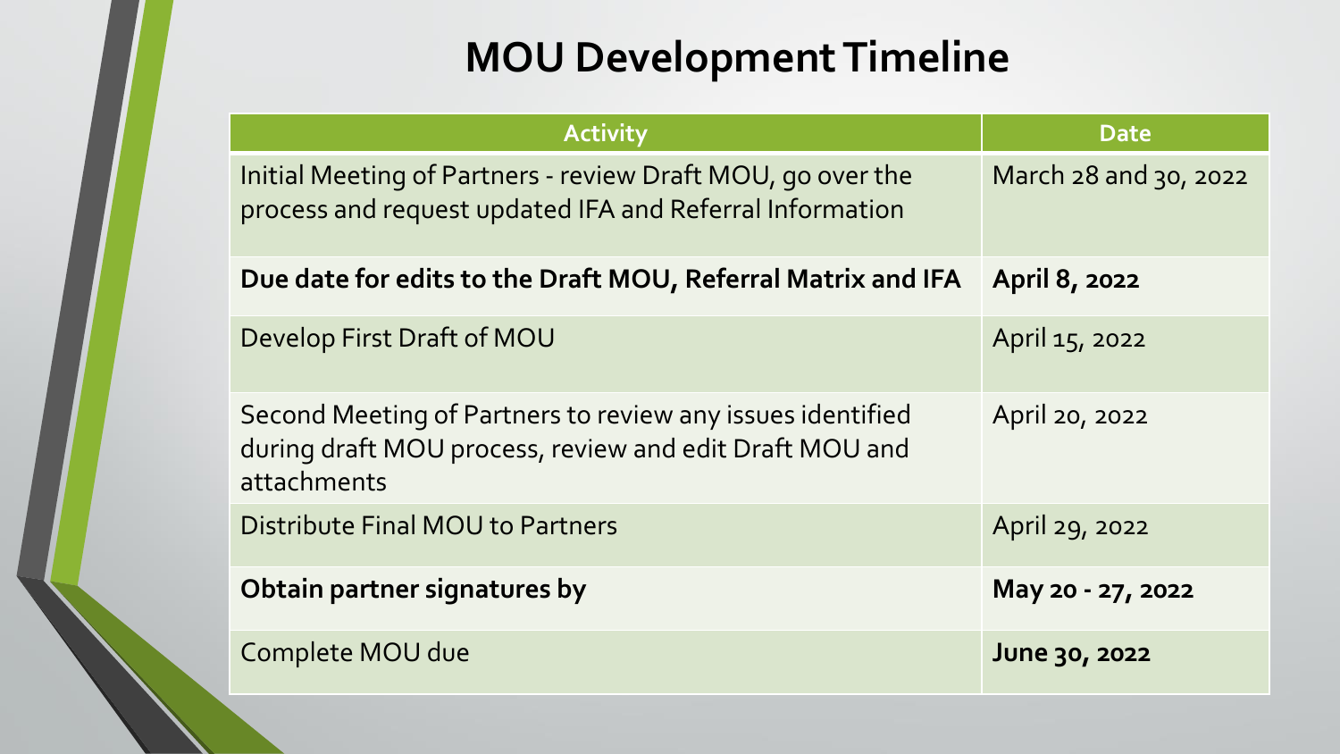# MOU Development Timeline

| Activity | Date |
| --- | --- |
| Initial Meeting of Partners - review Draft MOU, go over the process and request updated IFA and Referral Information | March 28 and 30, 2022 |
| **Due date for edits to the Draft MOU, Referral Matrix and IFA** | **April 8, 2022** |
| Develop First Draft of MOU | April 15, 2022 |
| Second Meeting of Partners to review any issues identified during draft MOU process, review and edit Draft MOU and attachments | April 20, 2022 |
| Distribute Final MOU to Partners | April 29, 2022 |
| **Obtain partner signatures by** | **May 20 - 27, 2022** |
| Complete MOU due | **June 30, 2022** |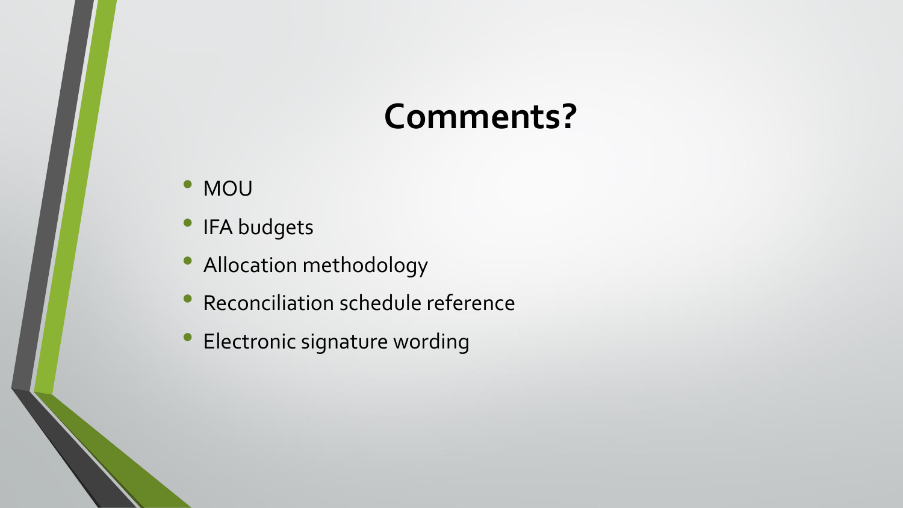# Comments?

- MOU
- IFA budgets
- Allocation methodology
- Reconciliation schedule reference
- Electronic signature wording